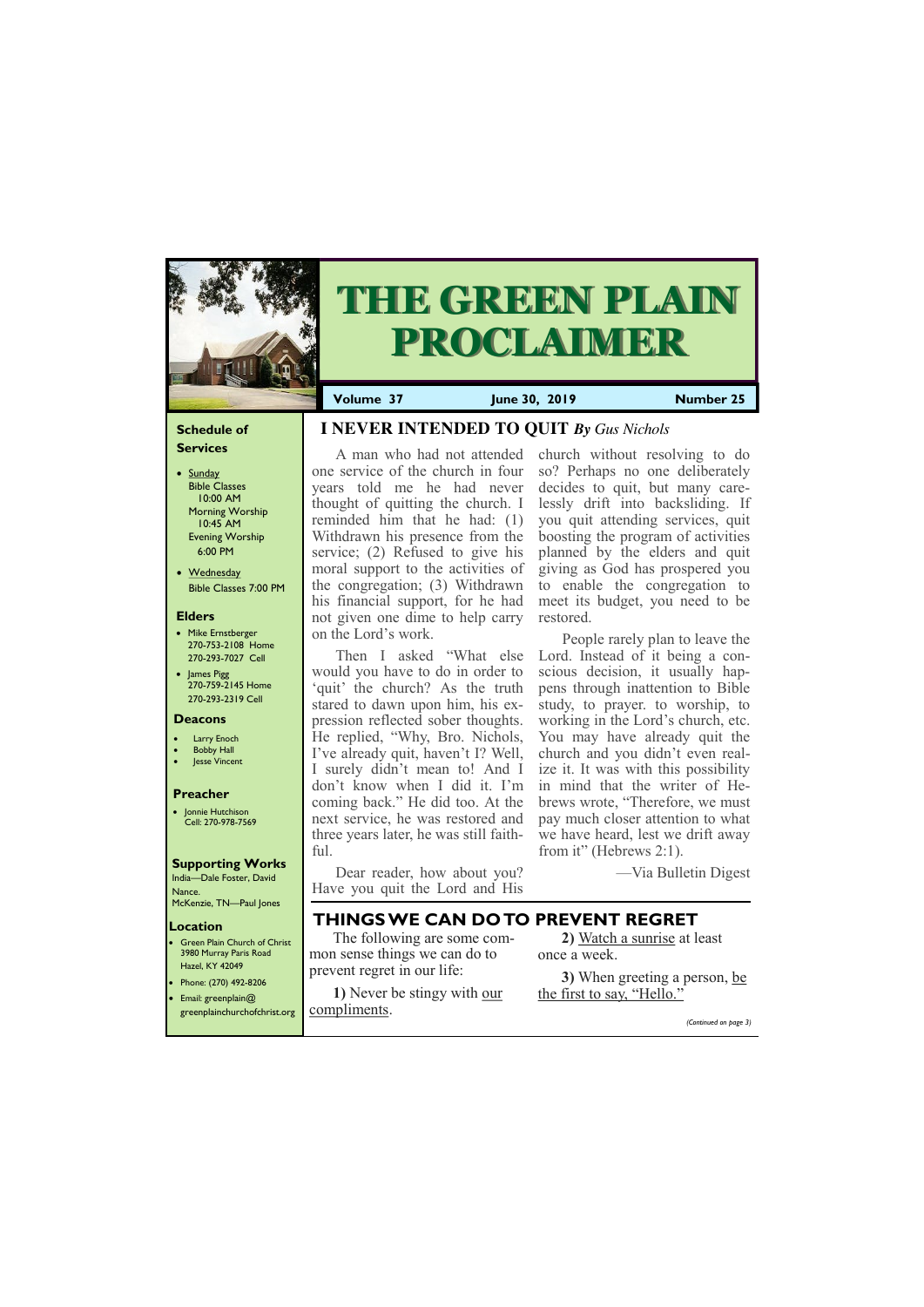# THE GREEN PLAIN PROCLAIMER

**Volume 37** | **June 30, 2019** | **Number 25**

### Schedule of Services

- Sunday
  - Bible Classes 10:00 AM
  - Morning Worship 10:45 AM
  - Evening Worship 6:00 PM
- Wednesday
  - Bible Classes 7:00 PM

### Elders

- Mike Ernstberger 270-753-2108 Home 270-293-7027 Cell
- James Pigg 270-759-2145 Home 270-293-2319 Cell

### Deacons

- Larry Enoch
- Bobby Hall
- Jesse Vincent

### Preacher

- Jonnie Hutchison Cell: 270-978-7569

### Supporting Works

India—Dale Foster, David Nance.
McKenzie, TN—Paul Jones

### Location

- Green Plain Church of Christ 3980 Murray Paris Road Hazel, KY 42049
- Phone: (270) 492-8206
- Email: greenplain@greenplainchurchofchrist.org

## I NEVER INTENDED TO QUIT *By Gus Nichols*

A man who had not attended one service of the church in four years told me he had never thought of quitting the church. I reminded him that he had: (1) Withdrawn his presence from the service; (2) Refused to give his moral support to the activities of the congregation; (3) Withdrawn his financial support, for he had not given one dime to help carry on the Lord's work.

Then I asked "What else would you have to do in order to 'quit' the church? As the truth stared to dawn upon him, his expression reflected sober thoughts. He replied, "Why, Bro. Nichols, I've already quit, haven't I? Well, I surely didn't mean to! And I don't know when I did it. I'm coming back." He did too. At the next service, he was restored and three years later, he was still faithful.

Dear reader, how about you? Have you quit the Lord and His church without resolving to do so? Perhaps no one deliberately decides to quit, but many carelessly drift into backsliding. If you quit attending services, quit boosting the program of activities planned by the elders and quit giving as God has prospered you to enable the congregation to meet its budget, you need to be restored.

People rarely plan to leave the Lord. Instead of it being a conscious decision, it usually happens through inattention to Bible study, to prayer. to worship, to working in the Lord's church, etc. You may have already quit the church and you didn't even realize it. It was with this possibility in mind that the writer of Hebrews wrote, "Therefore, we must pay much closer attention to what we have heard, lest we drift away from it" (Hebrews 2:1).

—Via Bulletin Digest

## THINGS WE CAN DO TO PREVENT REGRET

The following are some common sense things we can do to prevent regret in our life:

**1)** Never be stingy with our compliments.

**2)** Watch a sunrise at least once a week.

**3)** When greeting a person, be the first to say, "Hello."

*(Continued on page 3)*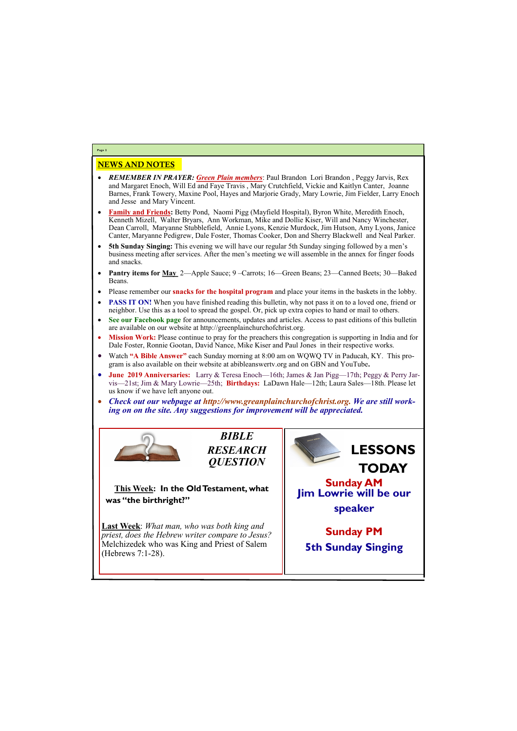## NEWS AND NOTES

- ***REMEMBER IN PRAYER:*** ***Green Plain members***: Paul Brandon Lori Brandon , Peggy Jarvis, Rex and Margaret Enoch, Will Ed and Faye Travis , Mary Crutchfield, Vickie and Kaitlyn Canter, Joanne Barnes, Frank Towery, Maxine Pool, Hayes and Marjorie Grady, Mary Lowrie, Jim Fielder, Larry Enoch and Jesse and Mary Vincent.
- **Family and Friends:** Betty Pond, Naomi Pigg (Mayfield Hospital), Byron White, Meredith Enoch, Kenneth Mizell, Walter Bryars, Ann Workman, Mike and Dollie Kiser, Will and Nancy Winchester, Dean Carroll, Maryanne Stubblefield, Annie Lyons, Kenzie Murdock, Jim Hutson, Amy Lyons, Janice Canter, Maryanne Pedigrew, Dale Foster, Thomas Cooker, Don and Sherry Blackwell and Neal Parker.
- **5th Sunday Singing:** This evening we will have our regular 5th Sunday singing followed by a men's business meeting after services. After the men's meeting we will assemble in the annex for finger foods and snacks.
- **Pantry items for May** 2—Apple Sauce; 9 –Carrots; 16—Green Beans; 23—Canned Beets; 30—Baked Beans.
- Please remember our **snacks for the hospital program** and place your items in the baskets in the lobby.
- **PASS IT ON!** When you have finished reading this bulletin, why not pass it on to a loved one, friend or neighbor. Use this as a tool to spread the gospel. Or, pick up extra copies to hand or mail to others.
- **See our Facebook page** for announcements, updates and articles. Access to past editions of this bulletin are available on our website at http://greenplainchurchofchrist.org.
- **Mission Work:** Please continue to pray for the preachers this congregation is supporting in India and for Dale Foster, Ronnie Gootan, David Nance, Mike Kiser and Paul Jones in their respective works.
- Watch **"A Bible Answer"** each Sunday morning at 8:00 am on WQWQ TV in Paducah, KY. This program is also available on their website at abibleanswertv.org and on GBN and YouTube**.**
- **June 2019 Anniversaries:** Larry & Teresa Enoch—16th; James & Jan Pigg—17th; Peggy & Perry Jarvis—21st; Jim & Mary Lowrie—25th; **Birthdays:** LaDawn Hale—12th; Laura Sales—18th. Please let us know if we have left anyone out.
- ***Check out our webpage at http://www.greanplainchurchofchrist.org. We are still working on on the site. Any suggestions for improvement will be appreciated.***

### *BIBLE RESEARCH QUESTION*

**This Week: In the Old Testament, what was "the birthright?"**

**Last Week**: *What man, who was both king and priest, does the Hebrew writer compare to Jesus?* Melchizedek who was King and Priest of Salem (Hebrews 7:1-28).

### LESSONS TODAY

**Sunday AM**

**Jim Lowrie will be our speaker**

**Sunday PM**

**5th Sunday Singing**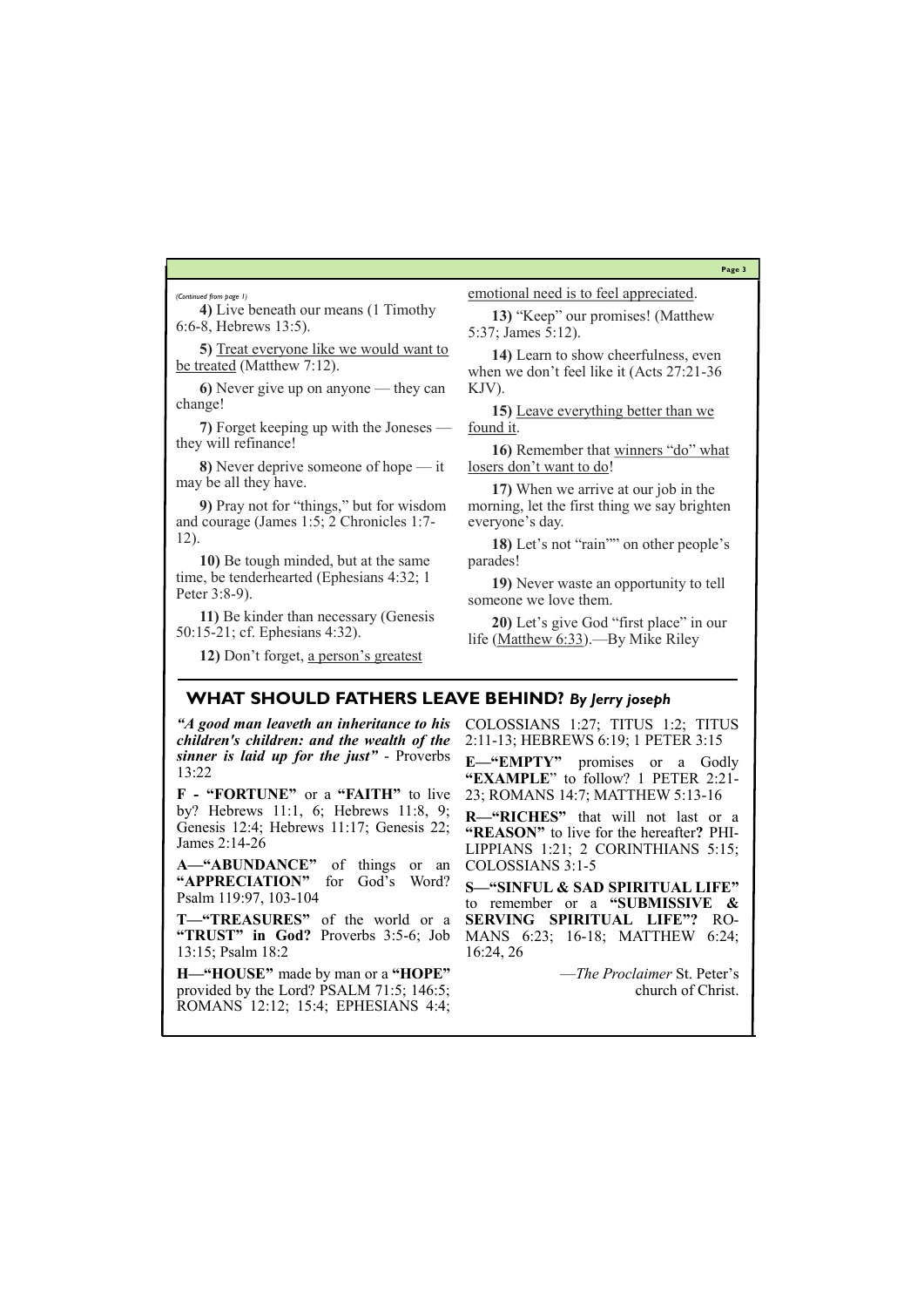*(Continued from page 1)*

**4)** Live beneath our means (1 Timothy 6:6-8, Hebrews 13:5).

**5)** Treat everyone like we would want to be treated (Matthew 7:12).

**6)** Never give up on anyone — they can change!

**7)** Forget keeping up with the Joneses — they will refinance!

**8)** Never deprive someone of hope — it may be all they have.

**9)** Pray not for "things," but for wisdom and courage (James 1:5; 2 Chronicles 1:7-12).

**10)** Be tough minded, but at the same time, be tenderhearted (Ephesians 4:32; 1 Peter 3:8-9).

**11)** Be kinder than necessary (Genesis 50:15-21; cf. Ephesians 4:32).

**12)** Don't forget, a person's greatest emotional need is to feel appreciated.

**13)** "Keep" our promises! (Matthew 5:37; James 5:12).

**14)** Learn to show cheerfulness, even when we don't feel like it (Acts 27:21-36 KJV).

**15)** Leave everything better than we found it.

**16)** Remember that winners "do" what losers don't want to do!

**17)** When we arrive at our job in the morning, let the first thing we say brighten everyone's day.

**18)** Let's not "rain"" on other people's parades!

**19)** Never waste an opportunity to tell someone we love them.

**20)** Let's give God "first place" in our life (Matthew 6:33).—By Mike Riley

## WHAT SHOULD FATHERS LEAVE BEHIND? *By Jerry joseph*

***"A good man leaveth an inheritance to his children's children: and the wealth of the sinner is laid up for the just"*** - Proverbs 13:22

**F - "FORTUNE"** or a **"FAITH"** to live by? Hebrews 11:1, 6; Hebrews 11:8, 9; Genesis 12:4; Hebrews 11:17; Genesis 22; James 2:14-26

**A—"ABUNDANCE"** of things or an **"APPRECIATION"** for God's Word? Psalm 119:97, 103-104

**T—"TREASURES"** of the world or a **"TRUST" in God?** Proverbs 3:5-6; Job 13:15; Psalm 18:2

**H—"HOUSE"** made by man or a **"HOPE"** provided by the Lord? PSALM 71:5; 146:5; ROMANS 12:12; 15:4; EPHESIANS 4:4; COLOSSIANS 1:27; TITUS 1:2; TITUS 2:11-13; HEBREWS 6:19; 1 PETER 3:15

**E—"EMPTY"** promises or a Godly **"EXAMPLE"** to follow? 1 PETER 2:21-23; ROMANS 14:7; MATTHEW 5:13-16

**R—"RICHES"** that will not last or a **"REASON"** to live for the hereafter**?** PHILIPPIANS 1:21; 2 CORINTHIANS 5:15; COLOSSIANS 3:1-5

**S—"SINFUL & SAD SPIRITUAL LIFE"** to remember or a **"SUBMISSIVE & SERVING SPIRITUAL LIFE"?** ROMANS 6:23; 16-18; MATTHEW 6:24; 16:24, 26

—*The Proclaimer* St. Peter's church of Christ.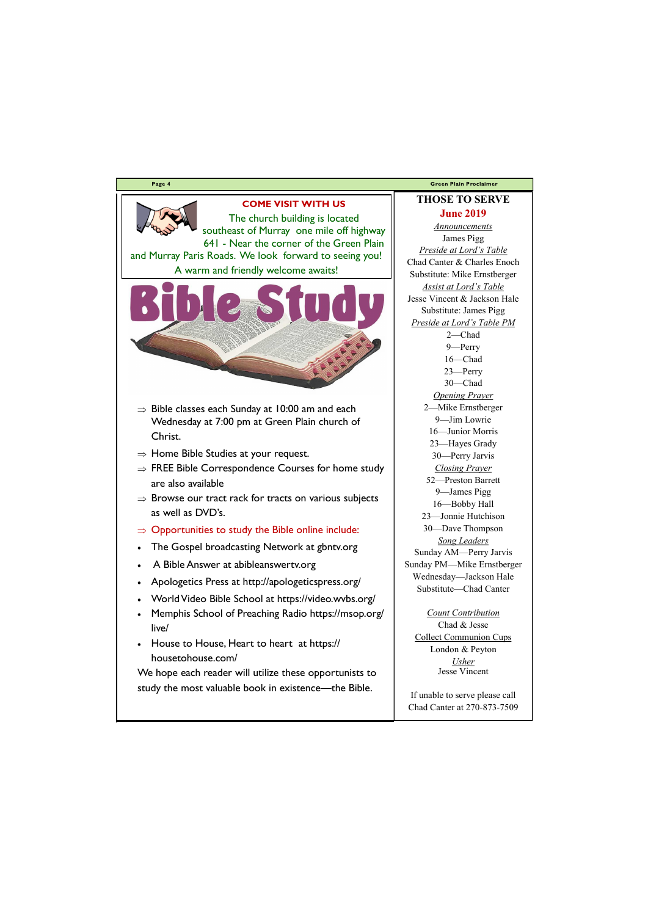## COME VISIT WITH US

The church building is located southeast of Murray one mile off highway 641 - Near the corner of the Green Plain and Murray Paris Roads. We look forward to seeing you! A warm and friendly welcome awaits!

# Bible Study

- ⇒ Bible classes each Sunday at 10:00 am and each Wednesday at 7:00 pm at Green Plain church of Christ.
- ⇒ Home Bible Studies at your request.
- ⇒ FREE Bible Correspondence Courses for home study are also available
- ⇒ Browse our tract rack for various subjects as well as DVD's.
- ⇒ Opportunities to study the Bible online include:

- The Gospel broadcasting Network at gbntv.org
- A Bible Answer at abibleanswertv.org
- Apologetics Press at http://apologeticspress.org/
- World Video Bible School at https://video.wvbs.org/
- Memphis School of Preaching Radio https://msop.org/live/
- House to House, Heart to heart at https://housetohouse.com/

We hope each reader will utilize these opportunists to study the most valuable book in existence—the Bible.

## THOSE TO SERVE

### June 2019

*Announcements*
James Pigg

*Preside at Lord's Table*
Chad Canter & Charles Enoch
Substitute: Mike Ernstberger

*Assist at Lord's Table*
Jesse Vincent & Jackson Hale
Substitute: James Pigg

*Preside at Lord's Table PM*
2—Chad
9—Perry
16—Chad
23—Perry
30—Chad

*Opening Prayer*
2—Mike Ernstberger
9—Jim Lowrie
16—Junior Morris
23—Hayes Grady
30—Perry Jarvis

*Closing Prayer*
52—Preston Barrett
9—James Pigg
16—Bobby Hall
23—Jonnie Hutchison
30—Dave Thompson

*Song Leaders*
Sunday AM—Perry Jarvis
Sunday PM—Mike Ernstberger
Wednesday—Jackson Hale
Substitute—Chad Canter

*Count Contribution*
Chad & Jesse

*Collect Communion Cups*
London & Peyton

*Usher*
Jesse Vincent

If unable to serve please call Chad Canter at 270-873-7509